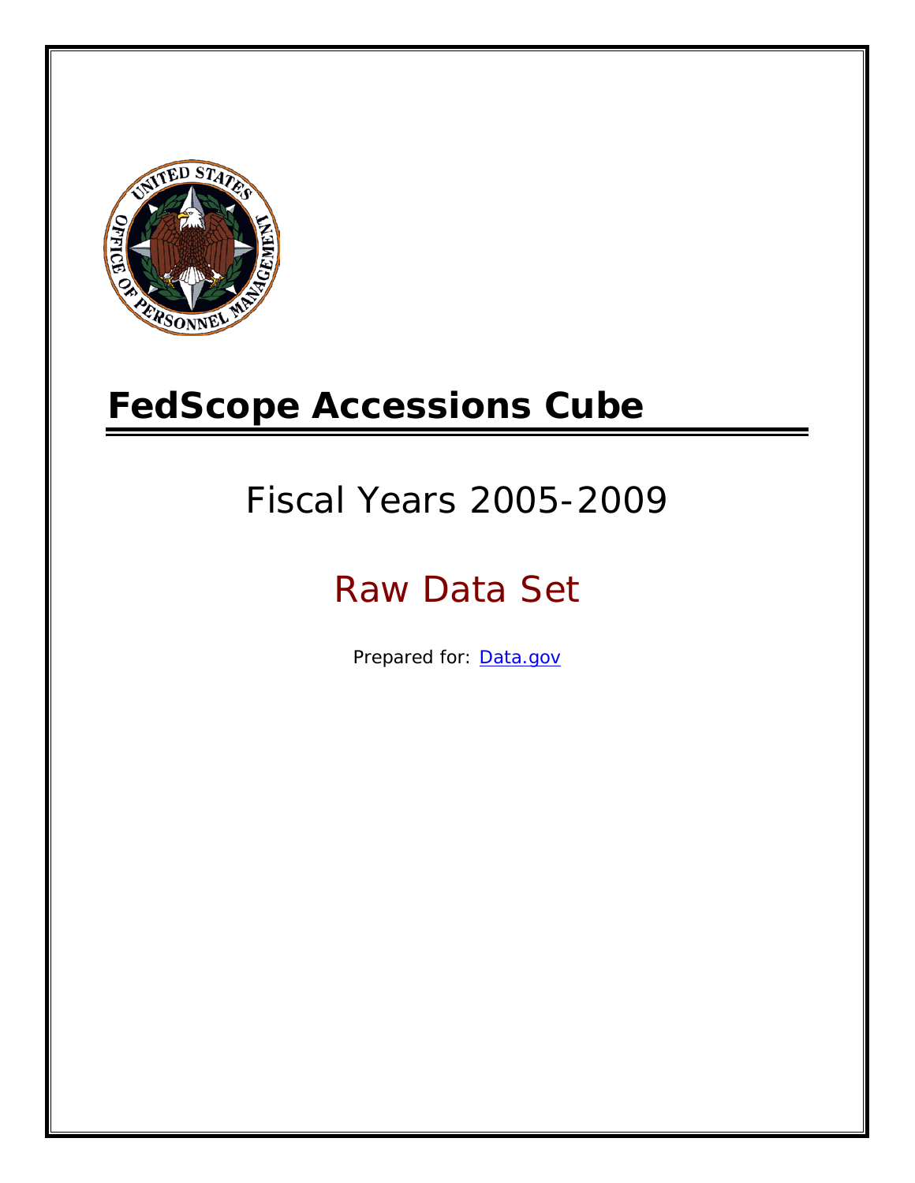# FedScope Accessions Cube

## Fiscal Years 2005-2009

## Raw Data Set

Prepared for: [Data.gov](Data.gov)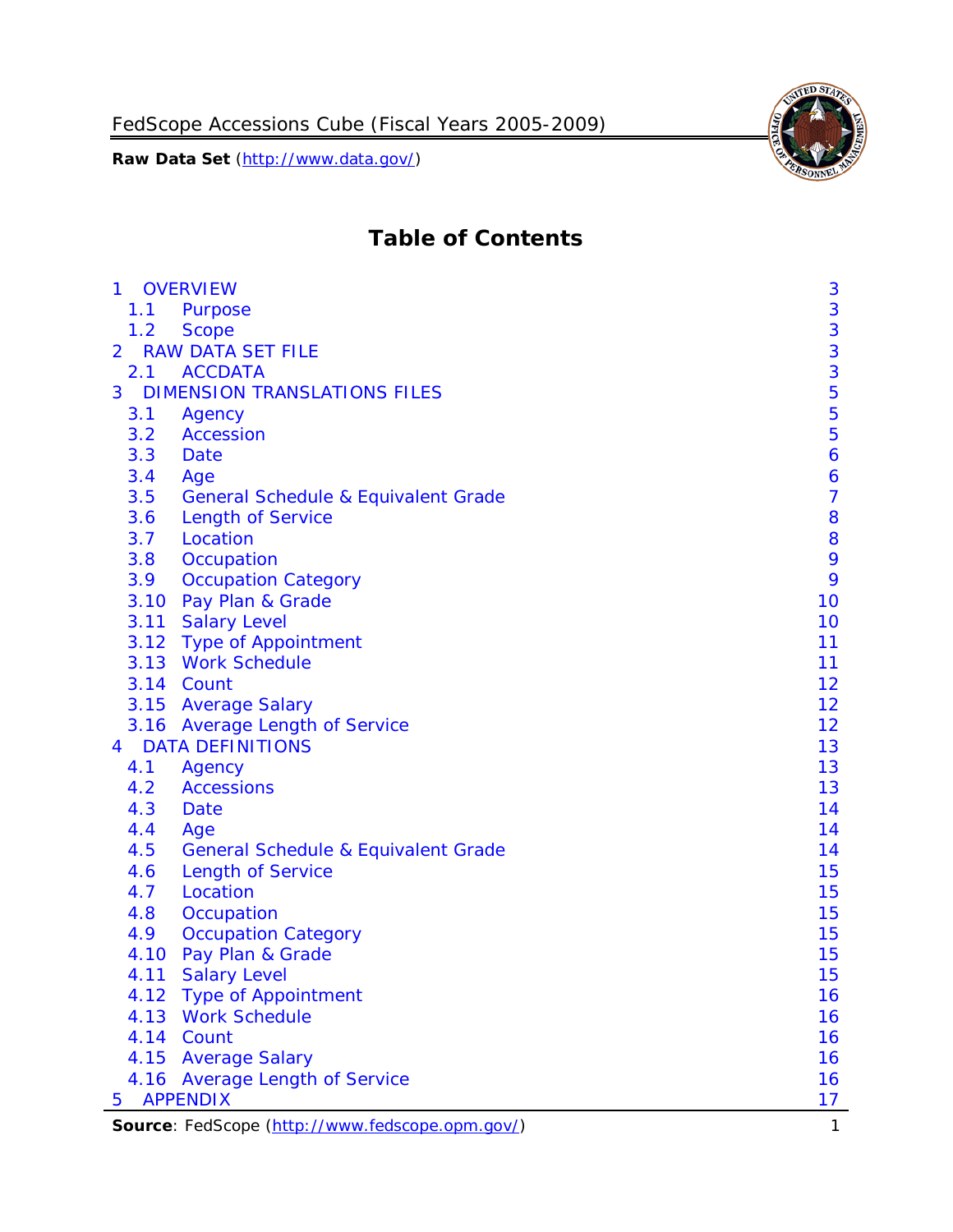# Table of Contents

| | | |
|---|---|---|
| 1 | OVERVIEW | 3 |
| 1.1 | Purpose | 3 |
| 1.2 | Scope | 3 |
| 2 | RAW DATA SET FILE | 3 |
| 2.1 | ACCDATA | 3 |
| 3 | DIMENSION TRANSLATIONS FILES | 5 |
| 3.1 | Agency | 5 |
| 3.2 | Accession | 5 |
| 3.3 | Date | 6 |
| 3.4 | Age | 6 |
| 3.5 | General Schedule & Equivalent Grade | 7 |
| 3.6 | Length of Service | 8 |
| 3.7 | Location | 8 |
| 3.8 | Occupation | 9 |
| 3.9 | Occupation Category | 9 |
| 3.10 | Pay Plan & Grade | 10 |
| 3.11 | Salary Level | 10 |
| 3.12 | Type of Appointment | 11 |
| 3.13 | Work Schedule | 11 |
| 3.14 | Count | 12 |
| 3.15 | Average Salary | 12 |
| 3.16 | Average Length of Service | 12 |
| 4 | DATA DEFINITIONS | 13 |
| 4.1 | Agency | 13 |
| 4.2 | Accessions | 13 |
| 4.3 | Date | 14 |
| 4.4 | Age | 14 |
| 4.5 | General Schedule & Equivalent Grade | 14 |
| 4.6 | Length of Service | 15 |
| 4.7 | Location | 15 |
| 4.8 | Occupation | 15 |
| 4.9 | Occupation Category | 15 |
| 4.10 | Pay Plan & Grade | 15 |
| 4.11 | Salary Level | 15 |
| 4.12 | Type of Appointment | 16 |
| 4.13 | Work Schedule | 16 |
| 4.14 | Count | 16 |
| 4.15 | Average Salary | 16 |
| 4.16 | Average Length of Service | 16 |
| 5 | APPENDIX | 17 |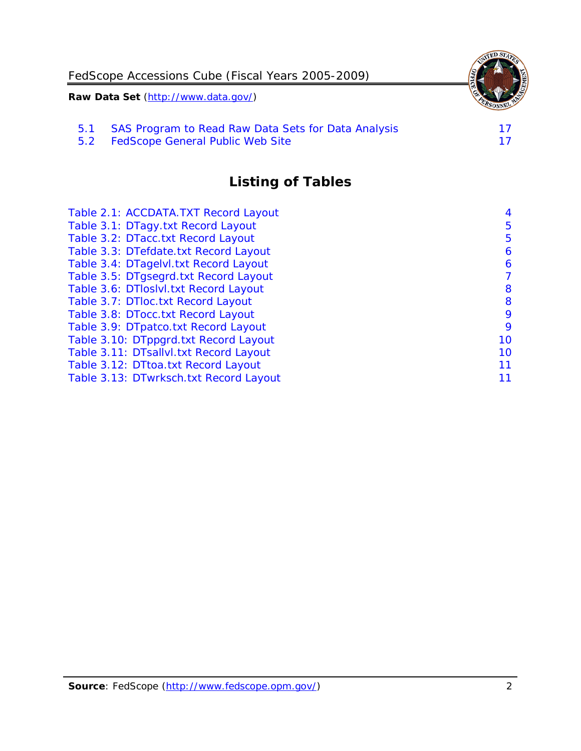| | | |
|---|---|---|
| 5.1 | SAS Program to Read Raw Data Sets for Data Analysis | 17 |
| 5.2 | FedScope General Public Web Site | 17 |

## Listing of Tables

| | |
|---|---|
| Table 2.1: ACCDATA.TXT Record Layout | 4 |
| Table 3.1: DTagy.txt Record Layout | 5 |
| Table 3.2: DTacc.txt Record Layout | 5 |
| Table 3.3: DTefdate.txt Record Layout | 6 |
| Table 3.4: DTagelvl.txt Record Layout | 6 |
| Table 3.5: DTgsegrd.txt Record Layout | 7 |
| Table 3.6: DTloslvl.txt Record Layout | 8 |
| Table 3.7: DTloc.txt Record Layout | 8 |
| Table 3.8: DTocc.txt Record Layout | 9 |
| Table 3.9: DTpatco.txt Record Layout | 9 |
| Table 3.10: DTppgrd.txt Record Layout | 10 |
| Table 3.11: DTsallvl.txt Record Layout | 10 |
| Table 3.12: DTtoa.txt Record Layout | 11 |
| Table 3.13: DTwrksch.txt Record Layout | 11 |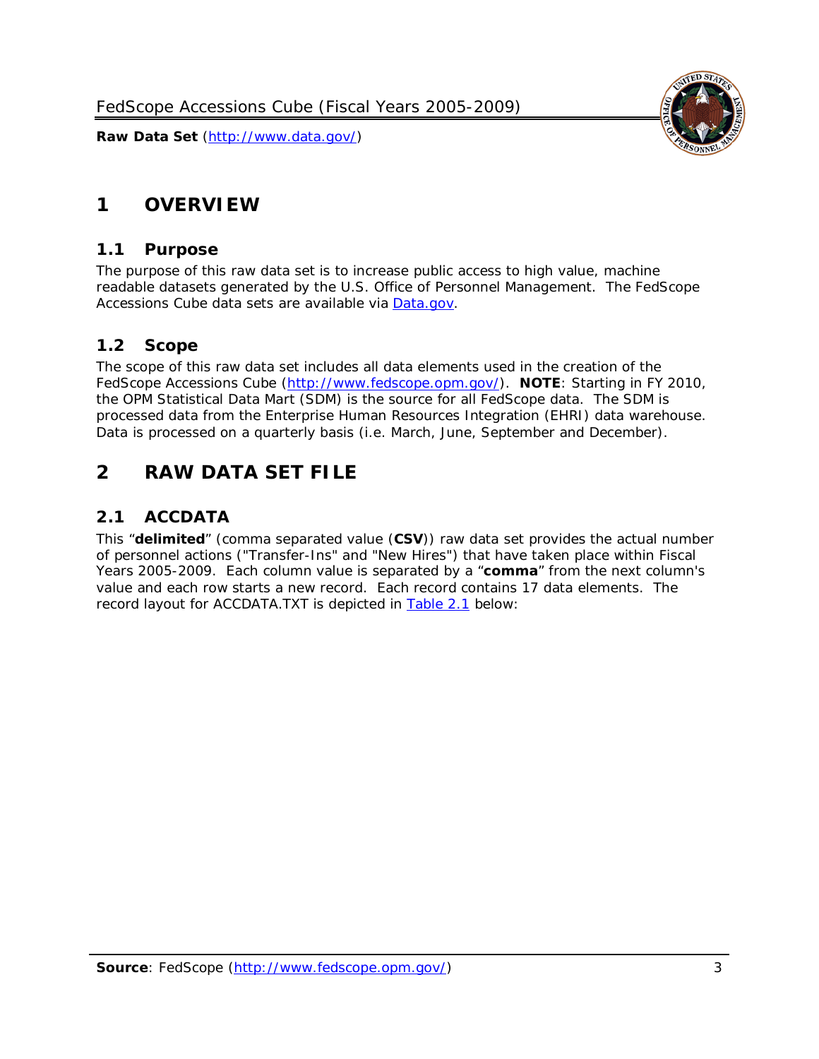# 1 OVERVIEW

## 1.1 Purpose

The purpose of this raw data set is to increase public access to high value, machine readable datasets generated by the U.S. Office of Personnel Management. The FedScope Accessions Cube data sets are available via Data.gov.

## 1.2 Scope

The scope of this raw data set includes all data elements used in the creation of the FedScope Accessions Cube (http://www.fedscope.opm.gov/). **NOTE**: Starting in FY 2010, the OPM Statistical Data Mart (SDM) is the source for all FedScope data. The SDM is processed data from the Enterprise Human Resources Integration (EHRI) data warehouse. Data is processed on a quarterly basis (i.e. March, June, September and December).

# 2 RAW DATA SET FILE

## 2.1 ACCDATA

This "**delimited**" (comma separated value (**CSV**)) raw data set provides the actual number of personnel actions ("Transfer-Ins" and "New Hires") that have taken place within Fiscal Years 2005-2009. Each column value is separated by a "**comma**" from the next column's value and each row starts a new record. Each record contains 17 data elements. The record layout for ACCDATA.TXT is depicted in Table 2.1 below: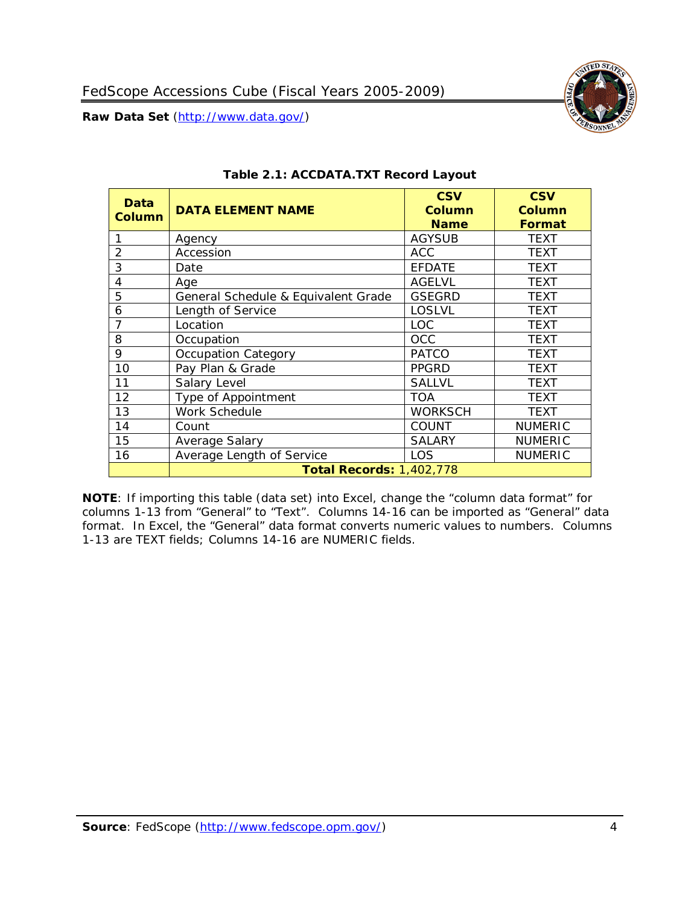**Table 2.1: ACCDATA.TXT Record Layout**

| Data Column | DATA ELEMENT NAME | CSV Column Name | CSV Column Format |
|---|---|---|---|
| 1 | Agency | AGYSUB | TEXT |
| 2 | Accession | ACC | TEXT |
| 3 | Date | EFDATE | TEXT |
| 4 | Age | AGELVL | TEXT |
| 5 | General Schedule & Equivalent Grade | GSEGRD | TEXT |
| 6 | Length of Service | LOSLVL | TEXT |
| 7 | Location | LOC | TEXT |
| 8 | Occupation | OCC | TEXT |
| 9 | Occupation Category | PATCO | TEXT |
| 10 | Pay Plan & Grade | PPGRD | TEXT |
| 11 | Salary Level | SALLVL | TEXT |
| 12 | Type of Appointment | TOA | TEXT |
| 13 | Work Schedule | WORKSCH | TEXT |
| 14 | Count | COUNT | NUMERIC |
| 15 | Average Salary | SALARY | NUMERIC |
| 16 | Average Length of Service | LOS | NUMERIC |
| | **Total Records:** 1,402,778 | | |

**NOTE**: If importing this table (data set) into Excel, change the "column data format" for columns 1-13 from "General" to "Text". Columns 14-16 can be imported as "General" data format. In Excel, the "General" data format converts numeric values to numbers. Columns 1-13 are TEXT fields; Columns 14-16 are NUMERIC fields.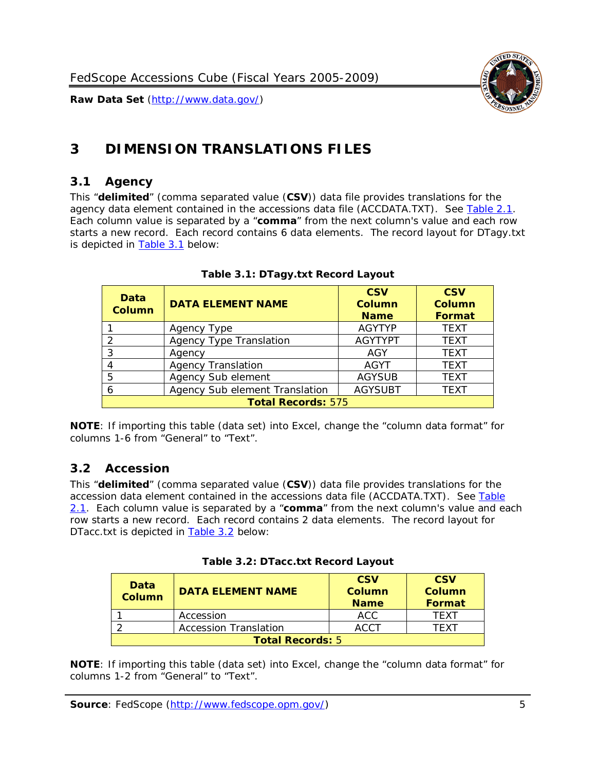# 3 DIMENSION TRANSLATIONS FILES

## 3.1 Agency

This "**delimited**" (comma separated value (**CSV**)) data file provides translations for the agency data element contained in the accessions data file (ACCDATA.TXT). See Table 2.1. Each column value is separated by a "**comma**" from the next column's value and each row starts a new record. Each record contains 6 data elements. The record layout for DTagy.txt is depicted in Table 3.1 below:

**Table 3.1: DTagy.txt Record Layout**

| Data Column | DATA ELEMENT NAME | CSV Column Name | CSV Column Format |
|---|---|---|---|
| 1 | Agency Type | AGYTYP | TEXT |
| 2 | Agency Type Translation | AGYTYPT | TEXT |
| 3 | Agency | AGY | TEXT |
| 4 | Agency Translation | AGYT | TEXT |
| 5 | Agency Sub element | AGYSUB | TEXT |
| 6 | Agency Sub element Translation | AGYSUBT | TEXT |
| **Total Records:** 575 | | | |

**NOTE**: If importing this table (data set) into Excel, change the "column data format" for columns 1-6 from "General" to "Text".

## 3.2 Accession

This "**delimited**" (comma separated value (**CSV**)) data file provides translations for the accession data element contained in the accessions data file (ACCDATA.TXT). See Table 2.1. Each column value is separated by a "**comma**" from the next column's value and each row starts a new record. Each record contains 2 data elements. The record layout for DTacc.txt is depicted in Table 3.2 below:

**Table 3.2: DTacc.txt Record Layout**

| Data Column | DATA ELEMENT NAME | CSV Column Name | CSV Column Format |
|---|---|---|---|
| 1 | Accession | ACC | TEXT |
| 2 | Accession Translation | ACCT | TEXT |
| **Total Records:** 5 | | | |

**NOTE**: If importing this table (data set) into Excel, change the "column data format" for columns 1-2 from "General" to "Text".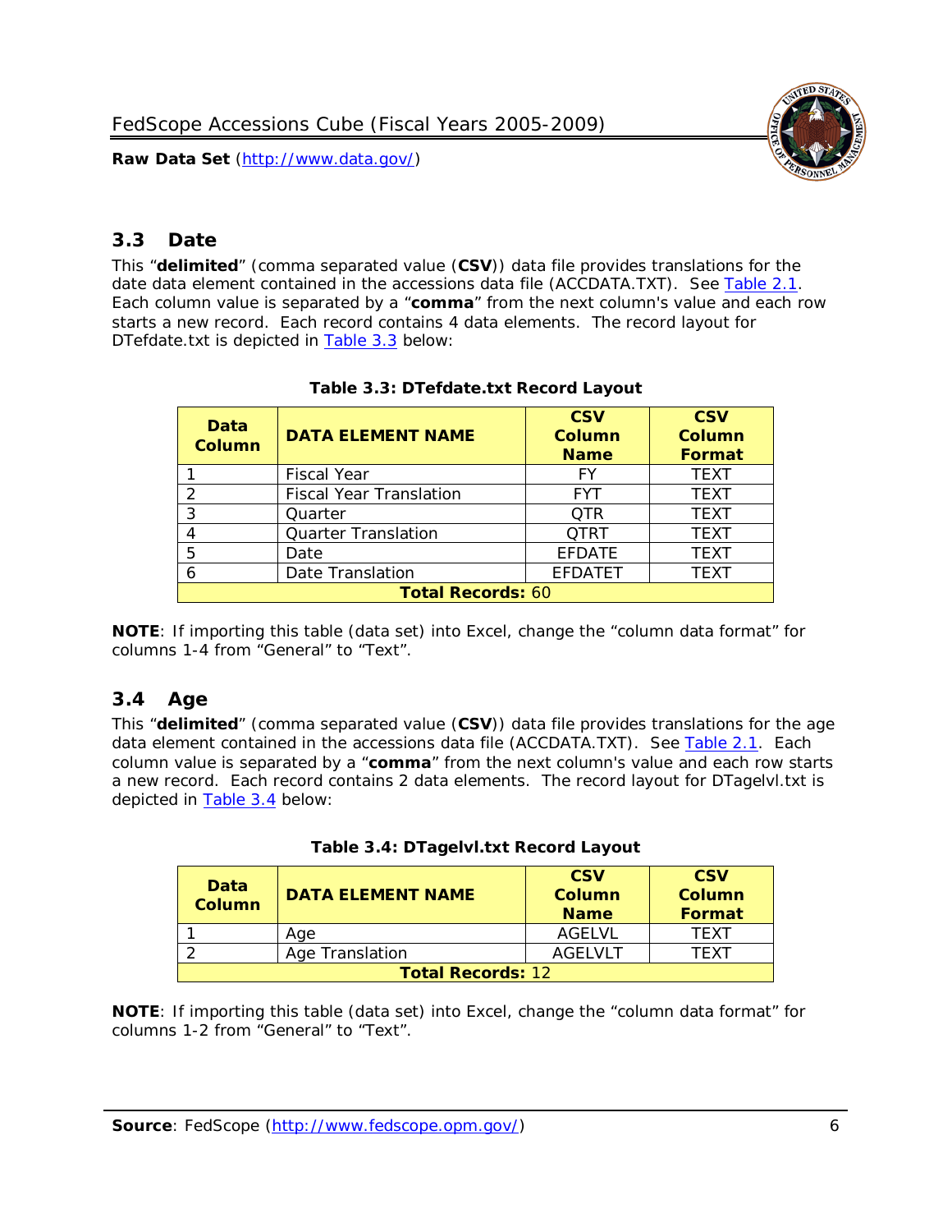## 3.3 Date

This "**delimited**" (comma separated value (**CSV**)) data file provides translations for the date data element contained in the accessions data file (ACCDATA.TXT). See Table 2.1. Each column value is separated by a "**comma**" from the next column's value and each row starts a new record. Each record contains 4 data elements. The record layout for DTefdate.txt is depicted in Table 3.3 below:

**Table 3.3: DTefdate.txt Record Layout**

| Data Column | DATA ELEMENT NAME | CSV Column Name | CSV Column Format |
|---|---|---|---|
| 1 | Fiscal Year | FY | TEXT |
| 2 | Fiscal Year Translation | FYT | TEXT |
| 3 | Quarter | QTR | TEXT |
| 4 | Quarter Translation | QTRT | TEXT |
| 5 | Date | EFDATE | TEXT |
| 6 | Date Translation | EFDATET | TEXT |
| **Total Records:** 60 | | | |

**NOTE**: If importing this table (data set) into Excel, change the "column data format" for columns 1-4 from "General" to "Text".

## 3.4 Age

This "**delimited**" (comma separated value (**CSV**)) data file provides translations for the age data element contained in the accessions data file (ACCDATA.TXT). See Table 2.1. Each column value is separated by a "**comma**" from the next column's value and each row starts a new record. Each record contains 2 data elements. The record layout for DTagelvl.txt is depicted in Table 3.4 below:

**Table 3.4: DTagelvl.txt Record Layout**

| Data Column | DATA ELEMENT NAME | CSV Column Name | CSV Column Format |
|---|---|---|---|
| 1 | Age | AGELVL | TEXT |
| 2 | Age Translation | AGELVLT | TEXT |
| **Total Records:** 12 | | | |

**NOTE**: If importing this table (data set) into Excel, change the "column data format" for columns 1-2 from "General" to "Text".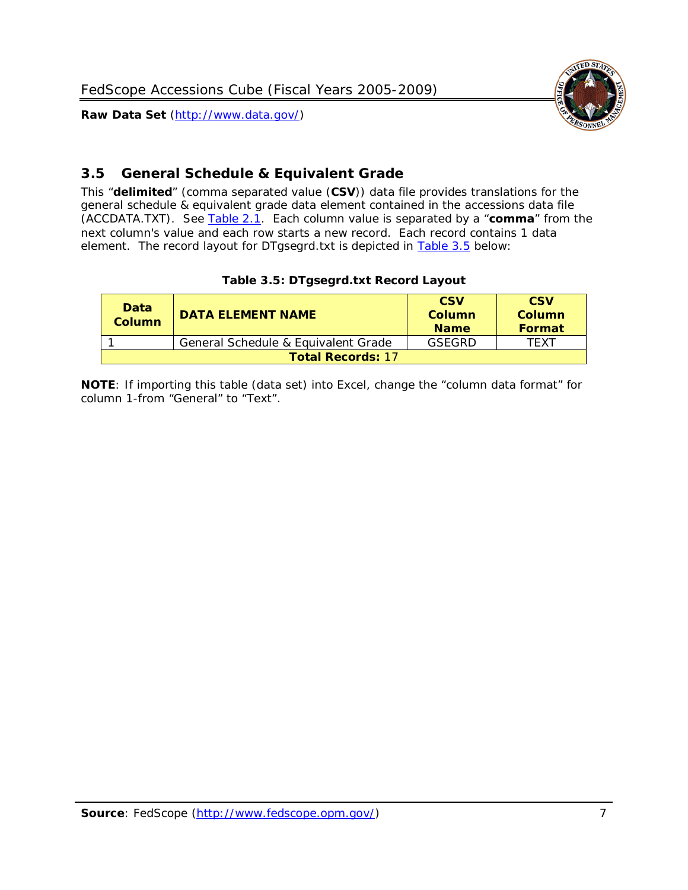## 3.5 General Schedule & Equivalent Grade

This "**delimited**" (comma separated value (**CSV**)) data file provides translations for the general schedule & equivalent grade data element contained in the accessions data file (ACCDATA.TXT). See Table 2.1. Each column value is separated by a "**comma**" from the next column's value and each row starts a new record. Each record contains 1 data element. The record layout for DTgsegrd.txt is depicted in Table 3.5 below:

**Table 3.5: DTgsegrd.txt Record Layout**

| Data Column | DATA ELEMENT NAME | CSV Column Name | CSV Column Format |
|---|---|---|---|
| 1 | General Schedule & Equivalent Grade | GSEGRD | TEXT |
| **Total Records:** 17 | | | |

**NOTE**: If importing this table (data set) into Excel, change the "column data format" for column 1-from "General" to "Text".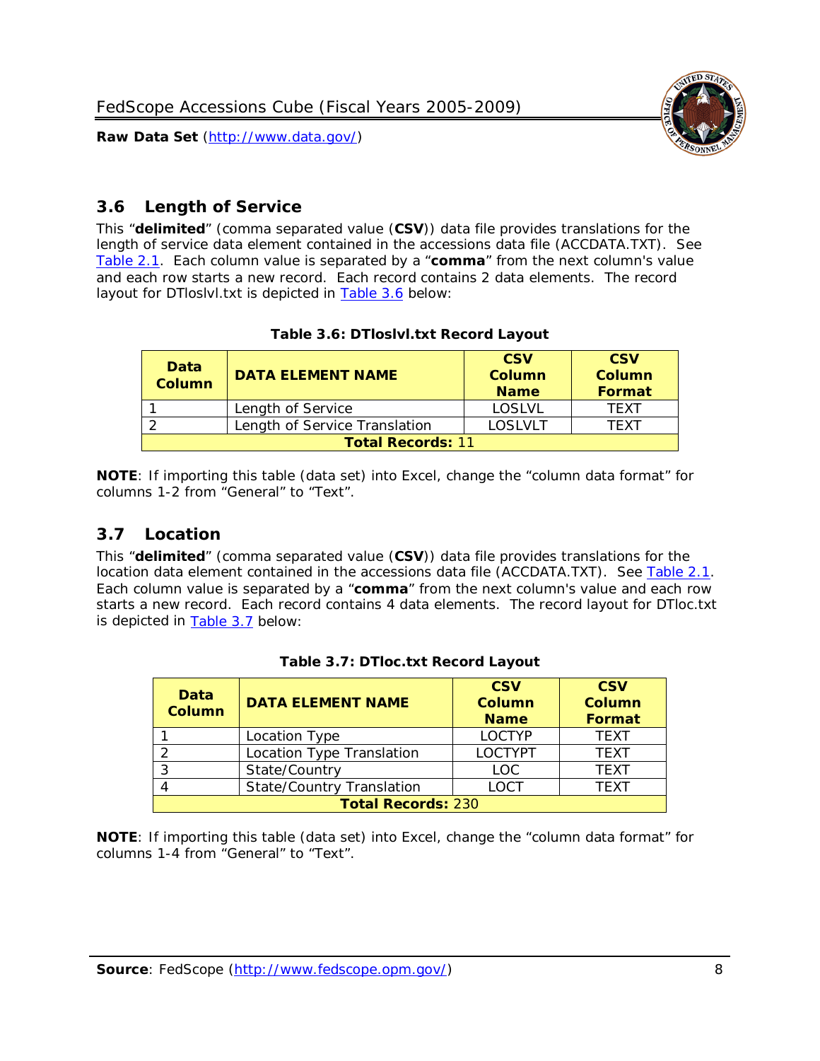## 3.6 Length of Service

This "**delimited**" (comma separated value (**CSV**)) data file provides translations for the length of service data element contained in the accessions data file (ACCDATA.TXT). See Table 2.1. Each column value is separated by a "**comma**" from the next column's value and each row starts a new record. Each record contains 2 data elements. The record layout for DTloslvl.txt is depicted in Table 3.6 below:

**Table 3.6: DTloslvl.txt Record Layout**

| Data Column | DATA ELEMENT NAME | CSV Column Name | CSV Column Format |
|---|---|---|---|
| 1 | Length of Service | LOSLVL | TEXT |
| 2 | Length of Service Translation | LOSLVLT | TEXT |
| **Total Records:** 11 | | | |

**NOTE**: If importing this table (data set) into Excel, change the "column data format" for columns 1-2 from "General" to "Text".

## 3.7 Location

This "**delimited**" (comma separated value (**CSV**)) data file provides translations for the location data element contained in the accessions data file (ACCDATA.TXT). See Table 2.1. Each column value is separated by a "**comma**" from the next column's value and each row starts a new record. Each record contains 4 data elements. The record layout for DTloc.txt is depicted in Table 3.7 below:

**Table 3.7: DTloc.txt Record Layout**

| Data Column | DATA ELEMENT NAME | CSV Column Name | CSV Column Format |
|---|---|---|---|
| 1 | Location Type | LOCTYP | TEXT |
| 2 | Location Type Translation | LOCTYPT | TEXT |
| 3 | State/Country | LOC | TEXT |
| 4 | State/Country Translation | LOCT | TEXT |
| **Total Records:** 230 | | | |

**NOTE**: If importing this table (data set) into Excel, change the "column data format" for columns 1-4 from "General" to "Text".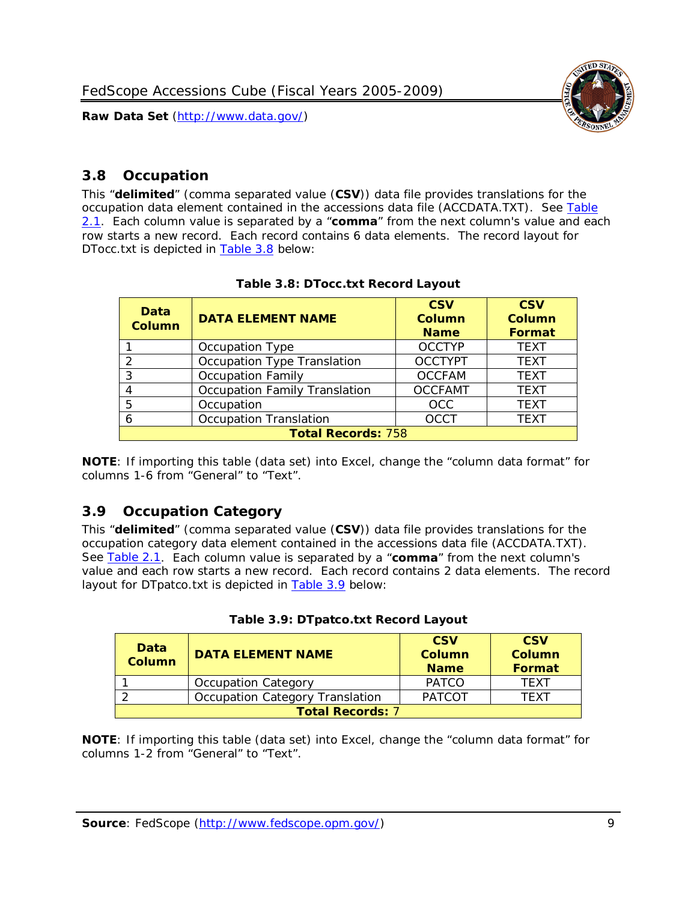## 3.8 Occupation

This "**delimited**" (comma separated value (**CSV**)) data file provides translations for the occupation data element contained in the accessions data file (ACCDATA.TXT). See Table 2.1. Each column value is separated by a "**comma**" from the next column's value and each row starts a new record. Each record contains 6 data elements. The record layout for DTocc.txt is depicted in Table 3.8 below:

**Table 3.8: DTocc.txt Record Layout**

| Data Column | DATA ELEMENT NAME | CSV Column Name | CSV Column Format |
|---|---|---|---|
| 1 | Occupation Type | OCCTYP | TEXT |
| 2 | Occupation Type Translation | OCCTYPT | TEXT |
| 3 | Occupation Family | OCCFAM | TEXT |
| 4 | Occupation Family Translation | OCCFAMT | TEXT |
| 5 | Occupation | OCC | TEXT |
| 6 | Occupation Translation | OCCT | TEXT |
| **Total Records:** 758 | | | |

**NOTE**: If importing this table (data set) into Excel, change the "column data format" for columns 1-6 from "General" to "Text".

## 3.9 Occupation Category

This "**delimited**" (comma separated value (**CSV**)) data file provides translations for the occupation category data element contained in the accessions data file (ACCDATA.TXT). See Table 2.1. Each column value is separated by a "**comma**" from the next column's value and each row starts a new record. Each record contains 2 data elements. The record layout for DTpatco.txt is depicted in Table 3.9 below:

**Table 3.9: DTpatco.txt Record Layout**

| Data Column | DATA ELEMENT NAME | CSV Column Name | CSV Column Format |
|---|---|---|---|
| 1 | Occupation Category | PATCO | TEXT |
| 2 | Occupation Category Translation | PATCOT | TEXT |
| **Total Records:** 7 | | | |

**NOTE**: If importing this table (data set) into Excel, change the "column data format" for columns 1-2 from "General" to "Text".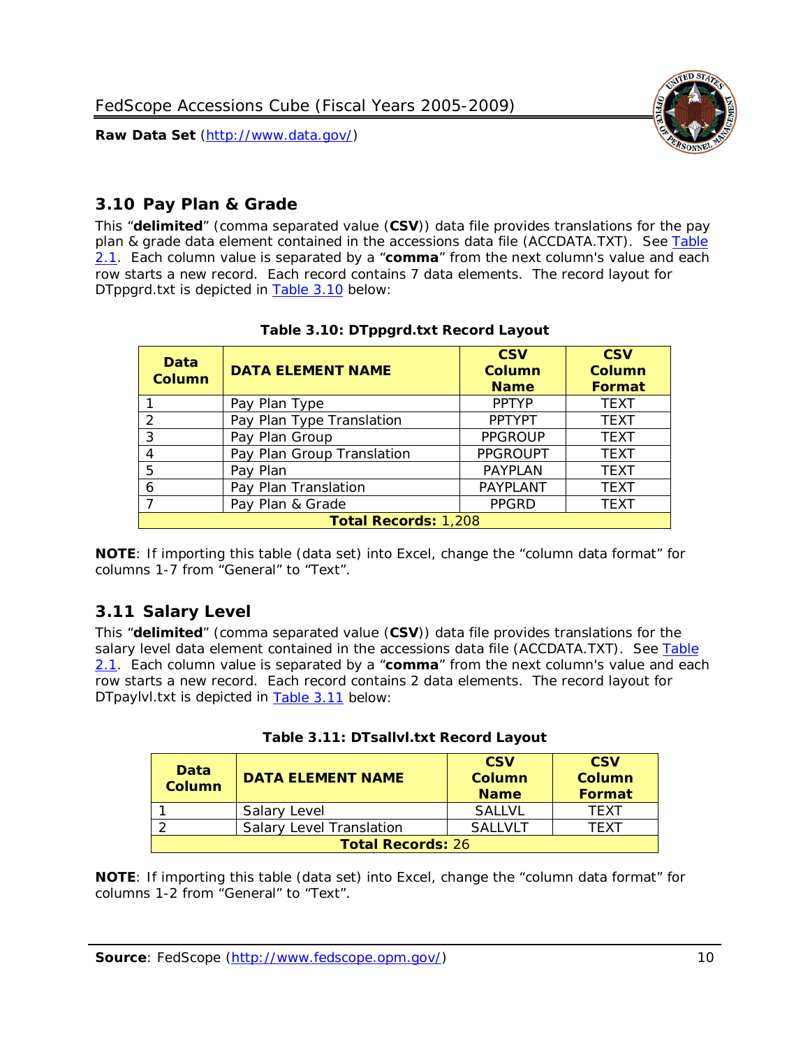## 3.10 Pay Plan & Grade

This "**delimited**" (comma separated value (**CSV**)) data file provides translations for the pay plan & grade data element contained in the accessions data file (ACCDATA.TXT). See Table 2.1. Each column value is separated by a "**comma**" from the next column's value and each row starts a new record. Each record contains 7 data elements. The record layout for DTppgrd.txt is depicted in Table 3.10 below:

**Table 3.10: DTppgrd.txt Record Layout**

| Data Column | DATA ELEMENT NAME | CSV Column Name | CSV Column Format |
|---|---|---|---|
| 1 | Pay Plan Type | PPTYP | TEXT |
| 2 | Pay Plan Type Translation | PPTYPT | TEXT |
| 3 | Pay Plan Group | PPGROUP | TEXT |
| 4 | Pay Plan Group Translation | PPGROUPT | TEXT |
| 5 | Pay Plan | PAYPLAN | TEXT |
| 6 | Pay Plan Translation | PAYPLANT | TEXT |
| 7 | Pay Plan & Grade | PPGRD | TEXT |
| **Total Records:** 1,208 | | | |

**NOTE**: If importing this table (data set) into Excel, change the "column data format" for columns 1-7 from "General" to "Text".

## 3.11 Salary Level

This "**delimited**" (comma separated value (**CSV**)) data file provides translations for the salary level data element contained in the accessions data file (ACCDATA.TXT). See Table 2.1. Each column value is separated by a "**comma**" from the next column's value and each row starts a new record. Each record contains 2 data elements. The record layout for DTpaylvl.txt is depicted in Table 3.11 below:

**Table 3.11: DTsallvl.txt Record Layout**

| Data Column | DATA ELEMENT NAME | CSV Column Name | CSV Column Format |
|---|---|---|---|
| 1 | Salary Level | SALLVL | TEXT |
| 2 | Salary Level Translation | SALLVLT | TEXT |
| **Total Records:** 26 | | | |

**NOTE**: If importing this table (data set) into Excel, change the "column data format" for columns 1-2 from "General" to "Text".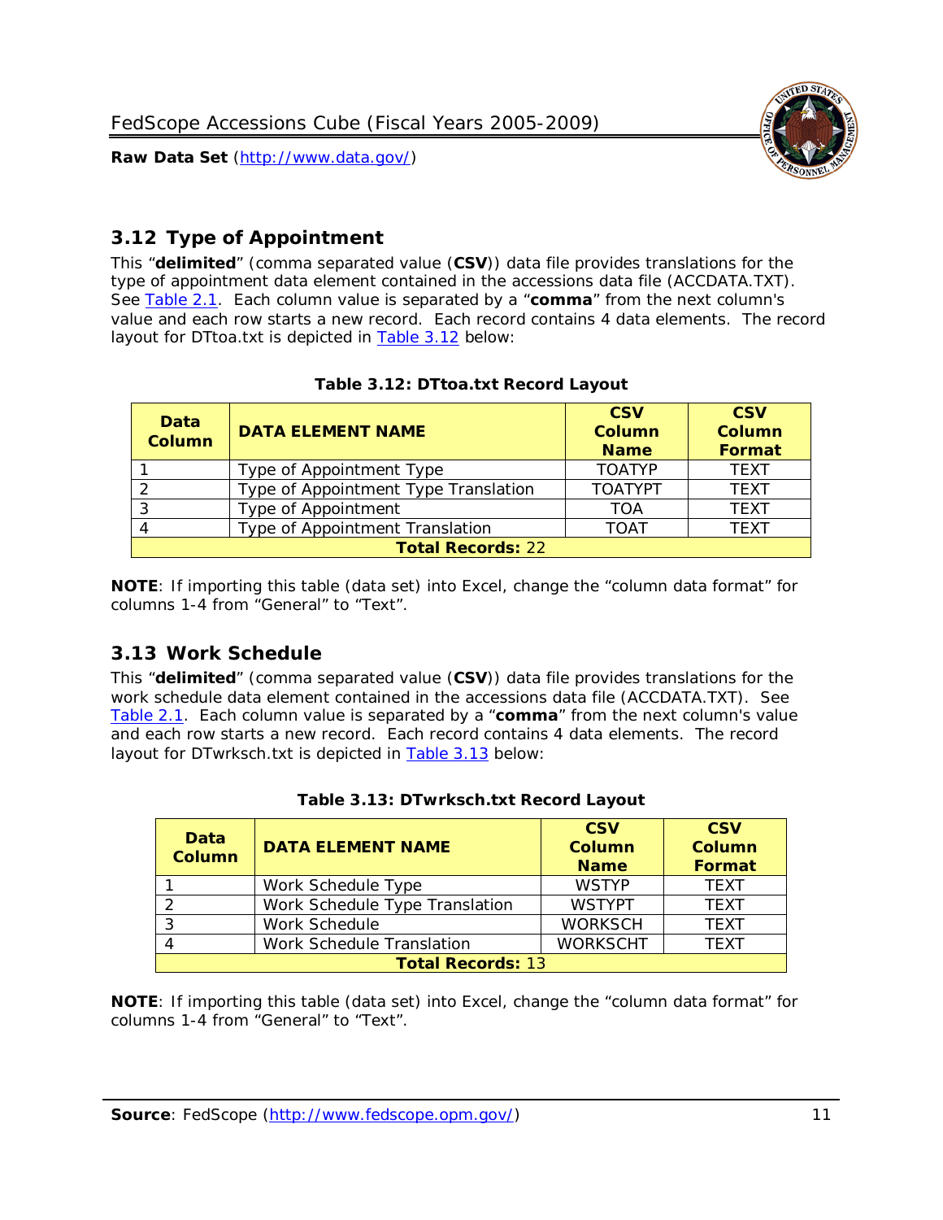## 3.12 Type of Appointment

This "**delimited**" (comma separated value (**CSV**)) data file provides translations for the type of appointment data element contained in the accessions data file (ACCDATA.TXT). See Table 2.1. Each column value is separated by a "**comma**" from the next column's value and each row starts a new record. Each record contains 4 data elements. The record layout for DTtoa.txt is depicted in Table 3.12 below:

**Table 3.12: DTtoa.txt Record Layout**

| Data Column | DATA ELEMENT NAME | CSV Column Name | CSV Column Format |
|---|---|---|---|
| 1 | Type of Appointment Type | TOATYP | TEXT |
| 2 | Type of Appointment Type Translation | TOATYPT | TEXT |
| 3 | Type of Appointment | TOA | TEXT |
| 4 | Type of Appointment Translation | TOAT | TEXT |
| **Total Records:** 22 | | | |

**NOTE**: If importing this table (data set) into Excel, change the "column data format" for columns 1-4 from "General" to "Text".

## 3.13 Work Schedule

This "**delimited**" (comma separated value (**CSV**)) data file provides translations for the work schedule data element contained in the accessions data file (ACCDATA.TXT). See Table 2.1. Each column value is separated by a "**comma**" from the next column's value and each row starts a new record. Each record contains 4 data elements. The record layout for DTwrksch.txt is depicted in Table 3.13 below:

**Table 3.13: DTwrksch.txt Record Layout**

| Data Column | DATA ELEMENT NAME | CSV Column Name | CSV Column Format |
|---|---|---|---|
| 1 | Work Schedule Type | WSTYP | TEXT |
| 2 | Work Schedule Type Translation | WSTYPT | TEXT |
| 3 | Work Schedule | WORKSCH | TEXT |
| 4 | Work Schedule Translation | WORKSCHT | TEXT |
| **Total Records:** 13 | | | |

**NOTE**: If importing this table (data set) into Excel, change the "column data format" for columns 1-4 from "General" to "Text".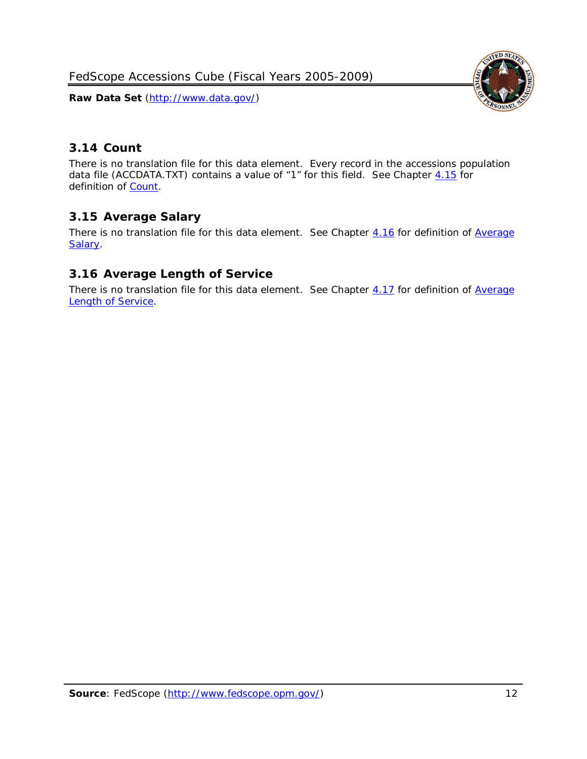## 3.14 Count

There is no translation file for this data element. Every record in the accessions population data file (ACCDATA.TXT) contains a value of "1" for this field. See Chapter 4.15 for definition of Count.

## 3.15 Average Salary

There is no translation file for this data element. See Chapter 4.16 for definition of Average Salary.

## 3.16 Average Length of Service

There is no translation file for this data element. See Chapter 4.17 for definition of Average Length of Service.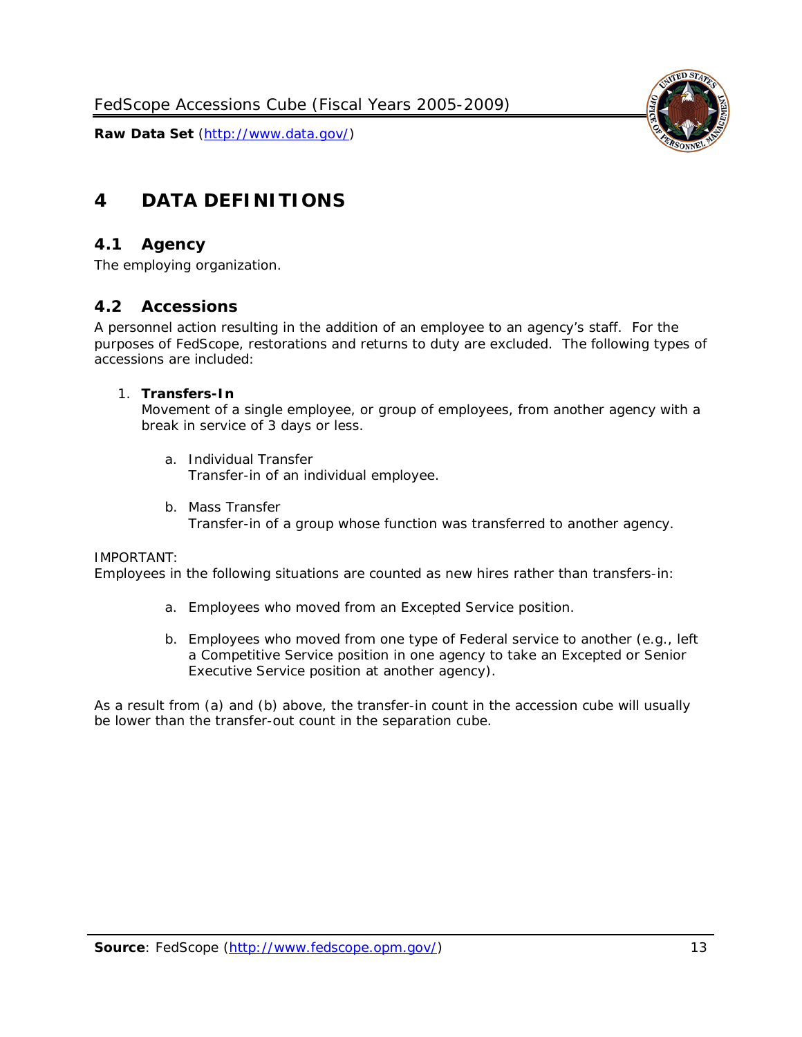# 4 DATA DEFINITIONS

## 4.1 Agency

The employing organization.

## 4.2 Accessions

A personnel action resulting in the addition of an employee to an agency's staff. For the purposes of FedScope, restorations and returns to duty are excluded. The following types of accessions are included:

1. **Transfers-In**
   Movement of a single employee, or group of employees, from another agency with a break in service of 3 days or less.

   a. Individual Transfer
      Transfer-in of an individual employee.

   b. Mass Transfer
      Transfer-in of a group whose function was transferred to another agency.

IMPORTANT:
Employees in the following situations are counted as new hires rather than transfers-in:

a. Employees who moved from an Excepted Service position.

b. Employees who moved from one type of Federal service to another (e.g., left a Competitive Service position in one agency to take an Excepted or Senior Executive Service position at another agency).

As a result from (a) and (b) above, the transfer-in count in the accession cube will usually be lower than the transfer-out count in the separation cube.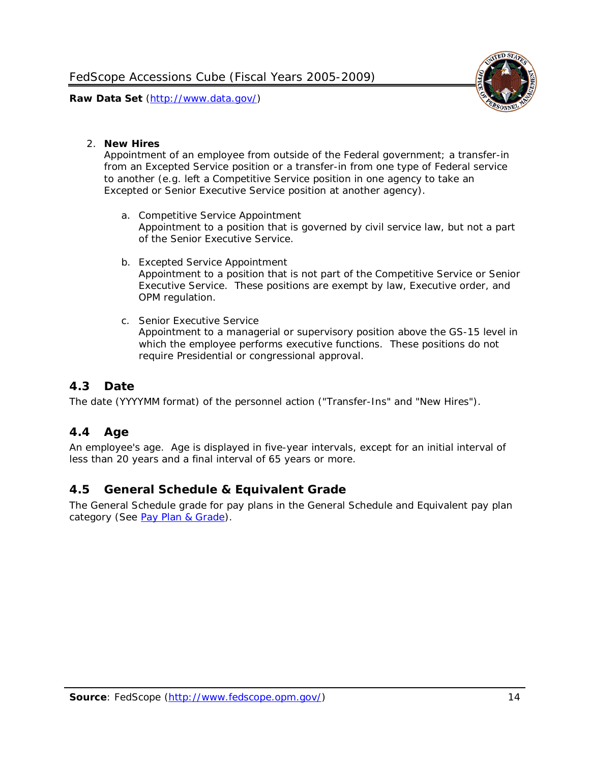2. **New Hires**
   Appointment of an employee from outside of the Federal government; a transfer-in from an Excepted Service position or a transfer-in from one type of Federal service to another (e.g. left a Competitive Service position in one agency to take an Excepted or Senior Executive Service position at another agency).

   a. Competitive Service Appointment
      Appointment to a position that is governed by civil service law, but not a part of the Senior Executive Service.

   b. Excepted Service Appointment
      Appointment to a position that is not part of the Competitive Service or Senior Executive Service. These positions are exempt by law, Executive order, and OPM regulation.

   c. Senior Executive Service
      Appointment to a managerial or supervisory position above the GS-15 level in which the employee performs executive functions. These positions do not require Presidential or congressional approval.

## 4.3 Date

The date (YYYYMM format) of the personnel action ("Transfer-Ins" and "New Hires").

## 4.4 Age

An employee's age. Age is displayed in five-year intervals, except for an initial interval of less than 20 years and a final interval of 65 years or more.

## 4.5 General Schedule & Equivalent Grade

The General Schedule grade for pay plans in the General Schedule and Equivalent pay plan category (See Pay Plan & Grade).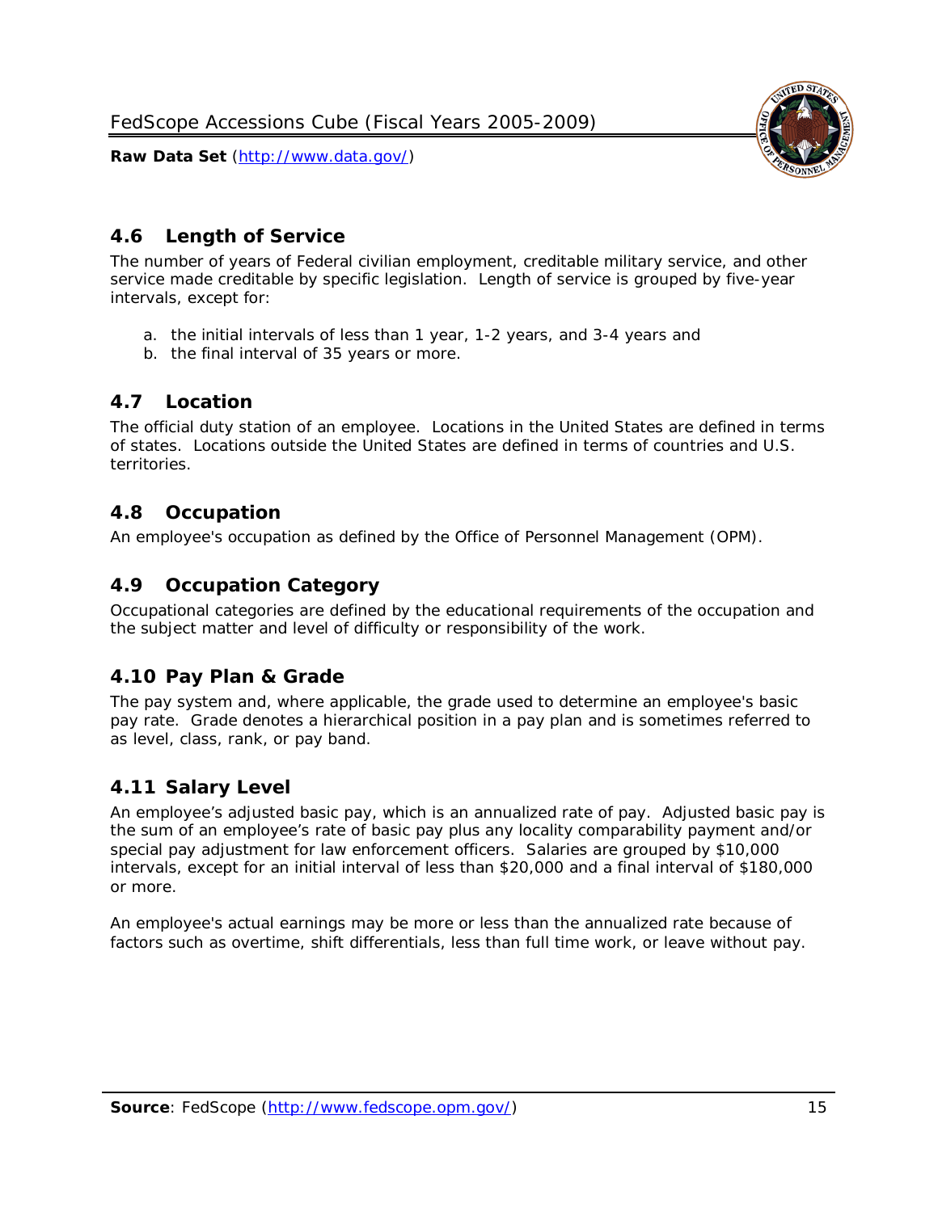## 4.6 Length of Service

The number of years of Federal civilian employment, creditable military service, and other service made creditable by specific legislation. Length of service is grouped by five-year intervals, except for:

a. the initial intervals of less than 1 year, 1-2 years, and 3-4 years and
b. the final interval of 35 years or more.

## 4.7 Location

The official duty station of an employee. Locations in the United States are defined in terms of states. Locations outside the United States are defined in terms of countries and U.S. territories.

## 4.8 Occupation

An employee's occupation as defined by the Office of Personnel Management (OPM).

## 4.9 Occupation Category

Occupational categories are defined by the educational requirements of the occupation and the subject matter and level of difficulty or responsibility of the work.

## 4.10 Pay Plan & Grade

The pay system and, where applicable, the grade used to determine an employee's basic pay rate. Grade denotes a hierarchical position in a pay plan and is sometimes referred to as level, class, rank, or pay band.

## 4.11 Salary Level

An employee's adjusted basic pay, which is an annualized rate of pay. Adjusted basic pay is the sum of an employee's rate of basic pay plus any locality comparability payment and/or special pay adjustment for law enforcement officers. Salaries are grouped by $10,000 intervals, except for an initial interval of less than $20,000 and a final interval of $180,000 or more.

An employee's actual earnings may be more or less than the annualized rate because of factors such as overtime, shift differentials, less than full time work, or leave without pay.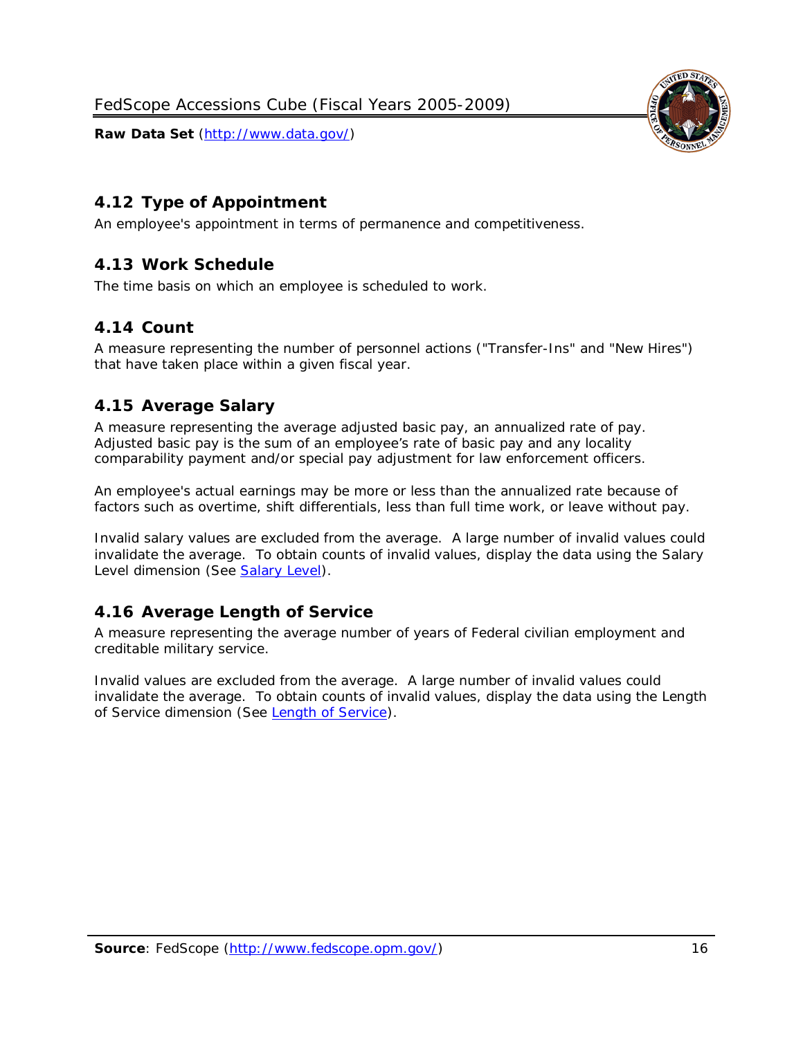## 4.12 Type of Appointment

An employee's appointment in terms of permanence and competitiveness.

## 4.13 Work Schedule

The time basis on which an employee is scheduled to work.

## 4.14 Count

A measure representing the number of personnel actions ("Transfer-Ins" and "New Hires") that have taken place within a given fiscal year.

## 4.15 Average Salary

A measure representing the average adjusted basic pay, an annualized rate of pay. Adjusted basic pay is the sum of an employee's rate of basic pay and any locality comparability payment and/or special pay adjustment for law enforcement officers.

An employee's actual earnings may be more or less than the annualized rate because of factors such as overtime, shift differentials, less than full time work, or leave without pay.

Invalid salary values are excluded from the average. A large number of invalid values could invalidate the average. To obtain counts of invalid values, display the data using the Salary Level dimension (See Salary Level).

## 4.16 Average Length of Service

A measure representing the average number of years of Federal civilian employment and creditable military service.

Invalid values are excluded from the average. A large number of invalid values could invalidate the average. To obtain counts of invalid values, display the data using the Length of Service dimension (See Length of Service).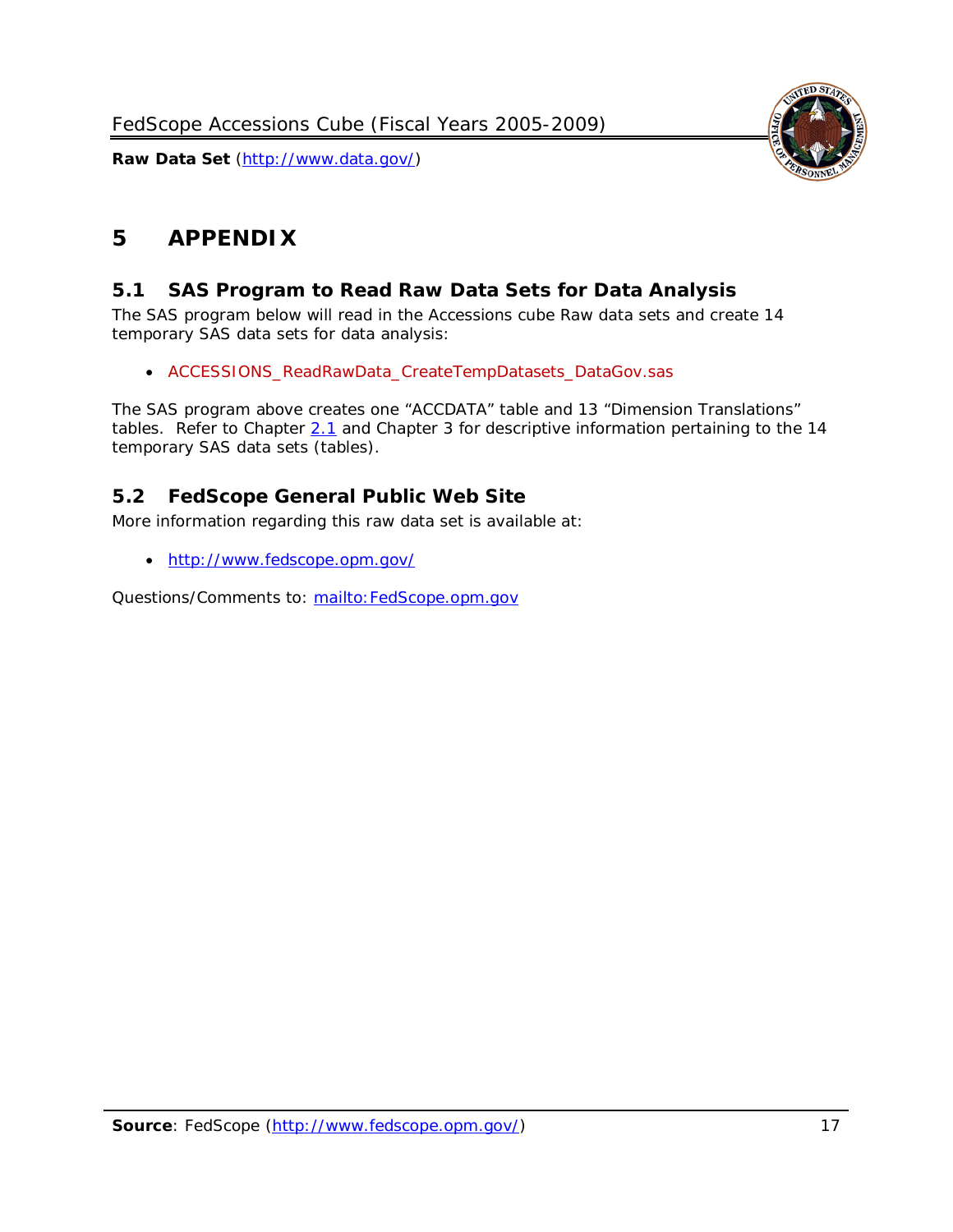# 5 APPENDIX

## 5.1 SAS Program to Read Raw Data Sets for Data Analysis

The SAS program below will read in the Accessions cube Raw data sets and create 14 temporary SAS data sets for data analysis:

- ACCESSIONS_ReadRawData_CreateTempDatasets_DataGov.sas

The SAS program above creates one "ACCDATA" table and 13 "Dimension Translations" tables. Refer to Chapter 2.1 and Chapter 3 for descriptive information pertaining to the 14 temporary SAS data sets (tables).

## 5.2 FedScope General Public Web Site

More information regarding this raw data set is available at:

- http://www.fedscope.opm.gov/

Questions/Comments to: mailto:FedScope.opm.gov